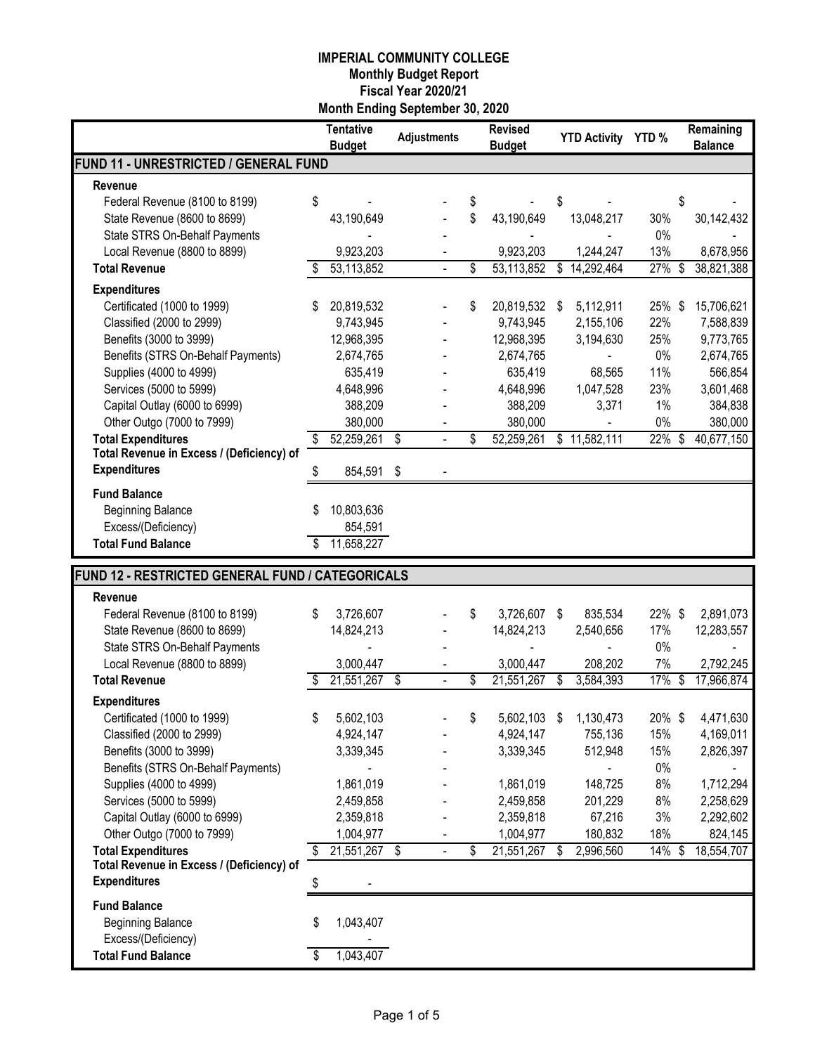# IMPERIAL COMMUNITY COLLEGE

**Monthly Budget Report**
**Fiscal Year 2020/21**
**Month Ending September 30, 2020**

| | Tentative Budget | Adjustments | Revised Budget | YTD Activity | YTD % | Remaining Balance |
|---|---|---|---|---|---|---|
| **FUND 11 - UNRESTRICTED / GENERAL FUND** | | | | | | |
| **Revenue** | | | | | | |
| Federal Revenue (8100 to 8199) | $ - | - | $ - | $ - | | $ - |
| State Revenue (8600 to 8699) | 43,190,649 | - | $ 43,190,649 | 13,048,217 | 30% | 30,142,432 |
| State STRS On-Behalf Payments | - | - | - | - | 0% | - |
| Local Revenue (8800 to 8899) | 9,923,203 | - | 9,923,203 | 1,244,247 | 13% | 8,678,956 |
| **Total Revenue** | $ 53,113,852 | - | $ 53,113,852 | $ 14,292,464 | 27% | $ 38,821,388 |
| **Expenditures** | | | | | | |
| Certificated (1000 to 1999) | $ 20,819,532 | - | $ 20,819,532 | $ 5,112,911 | 25% | $ 15,706,621 |
| Classified (2000 to 2999) | 9,743,945 | - | 9,743,945 | 2,155,106 | 22% | 7,588,839 |
| Benefits (3000 to 3999) | 12,968,395 | - | 12,968,395 | 3,194,630 | 25% | 9,773,765 |
| Benefits (STRS On-Behalf Payments) | 2,674,765 | - | 2,674,765 | - | 0% | 2,674,765 |
| Supplies (4000 to 4999) | 635,419 | - | 635,419 | 68,565 | 11% | 566,854 |
| Services (5000 to 5999) | 4,648,996 | - | 4,648,996 | 1,047,528 | 23% | 3,601,468 |
| Capital Outlay (6000 to 6999) | 388,209 | - | 388,209 | 3,371 | 1% | 384,838 |
| Other Outgo (7000 to 7999) | 380,000 | - | 380,000 | - | 0% | 380,000 |
| **Total Expenditures** | $ 52,259,261 | $ - | $ 52,259,261 | $ 11,582,111 | 22% | $ 40,677,150 |
| **Total Revenue in Excess / (Deficiency) of Expenditures** | $ 854,591 | $ - | | | | |
| **Fund Balance** | | | | | | |
| Beginning Balance | $ 10,803,636 | | | | | |
| Excess/(Deficiency) | 854,591 | | | | | |
| **Total Fund Balance** | $ 11,658,227 | | | | | |

| | Tentative Budget | Adjustments | Revised Budget | YTD Activity | YTD % | Remaining Balance |
|---|---|---|---|---|---|---|
| **FUND 12 - RESTRICTED GENERAL FUND / CATEGORICALS** | | | | | | |
| **Revenue** | | | | | | |
| Federal Revenue (8100 to 8199) | $ 3,726,607 | - | $ 3,726,607 | $ 835,534 | 22% | $ 2,891,073 |
| State Revenue (8600 to 8699) | 14,824,213 | - | 14,824,213 | 2,540,656 | 17% | 12,283,557 |
| State STRS On-Behalf Payments | - | - | - | - | 0% | - |
| Local Revenue (8800 to 8899) | 3,000,447 | - | 3,000,447 | 208,202 | 7% | 2,792,245 |
| **Total Revenue** | $ 21,551,267 | $ - | $ 21,551,267 | $ 3,584,393 | 17% | $ 17,966,874 |
| **Expenditures** | | | | | | |
| Certificated (1000 to 1999) | $ 5,602,103 | - | $ 5,602,103 | $ 1,130,473 | 20% | $ 4,471,630 |
| Classified (2000 to 2999) | 4,924,147 | - | 4,924,147 | 755,136 | 15% | 4,169,011 |
| Benefits (3000 to 3999) | 3,339,345 | - | 3,339,345 | 512,948 | 15% | 2,826,397 |
| Benefits (STRS On-Behalf Payments) | - | - | - | - | 0% | - |
| Supplies (4000 to 4999) | 1,861,019 | - | 1,861,019 | 148,725 | 8% | 1,712,294 |
| Services (5000 to 5999) | 2,459,858 | - | 2,459,858 | 201,229 | 8% | 2,258,629 |
| Capital Outlay (6000 to 6999) | 2,359,818 | - | 2,359,818 | 67,216 | 3% | 2,292,602 |
| Other Outgo (7000 to 7999) | 1,004,977 | - | 1,004,977 | 180,832 | 18% | 824,145 |
| **Total Expenditures** | $ 21,551,267 | $ - | $ 21,551,267 | $ 2,996,560 | 14% | $ 18,554,707 |
| **Total Revenue in Excess / (Deficiency) of Expenditures** | $ - | | | | | |
| **Fund Balance** | | | | | | |
| Beginning Balance | $ 1,043,407 | | | | | |
| Excess/(Deficiency) | - | | | | | |
| **Total Fund Balance** | $ 1,043,407 | | | | | |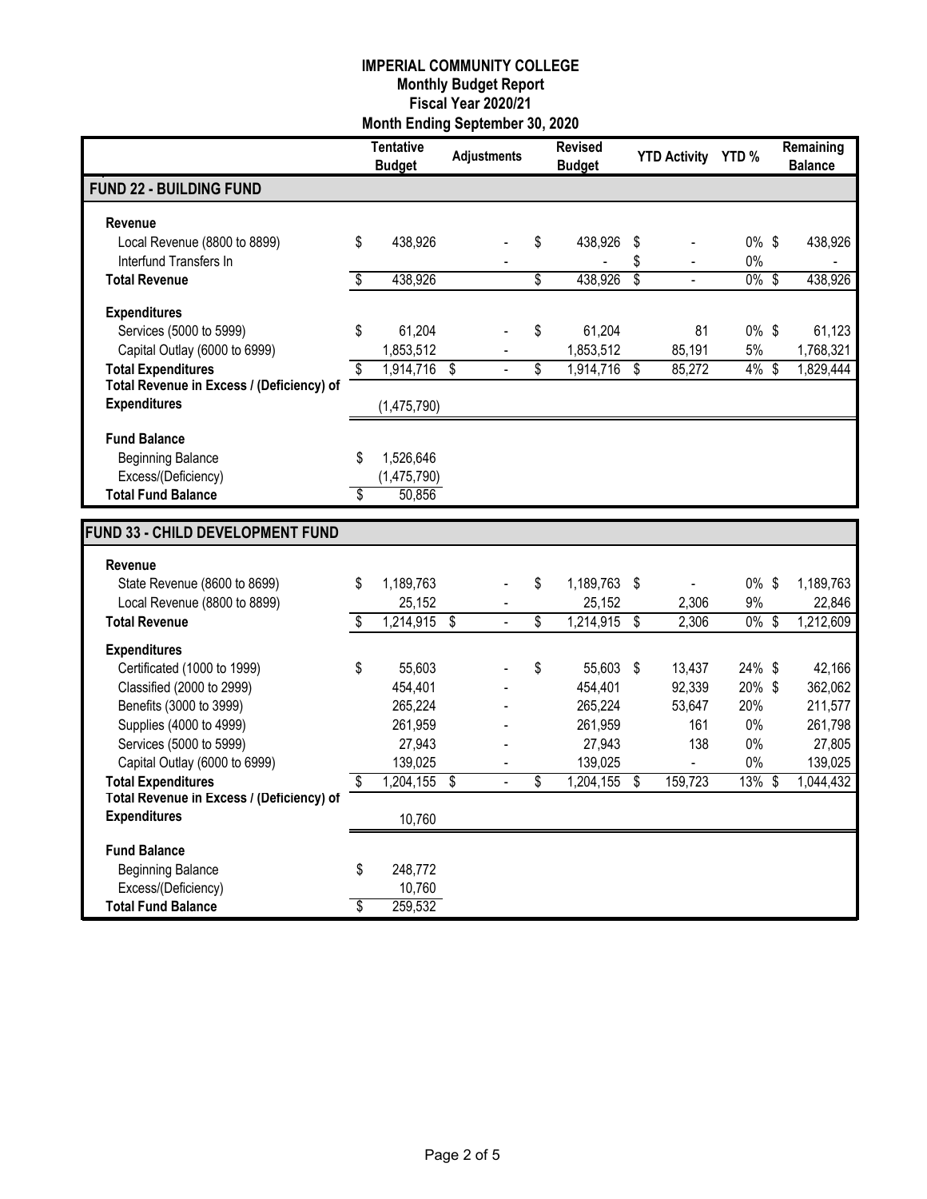# IMPERIAL COMMUNITY COLLEGE
## Monthly Budget Report
## Fiscal Year 2020/21
## Month Ending September 30, 2020

| | Tentative Budget | Adjustments | Revised Budget | YTD Activity | YTD % | Remaining Balance |
|---|---|---|---|---|---|---|
| **FUND 22 - BUILDING FUND** | | | | | | |
| **Revenue** | | | | | | |
| Local Revenue (8800 to 8899) | $ 438,926 | - | $ 438,926 | $ - | 0% | $ 438,926 |
| Interfund Transfers In | | - | - | $ - | 0% | - |
| **Total Revenue** | $ 438,926 | | $ 438,926 | $ - | 0% | $ 438,926 |
| **Expenditures** | | | | | | |
| Services (5000 to 5999) | $ 61,204 | - | $ 61,204 | 81 | 0% | $ 61,123 |
| Capital Outlay (6000 to 6999) | 1,853,512 | - | 1,853,512 | 85,191 | 5% | 1,768,321 |
| **Total Expenditures** | $ 1,914,716 | $ - | $ 1,914,716 | $ 85,272 | 4% | $ 1,829,444 |
| **Total Revenue in Excess / (Deficiency) of Expenditures** | (1,475,790) | | | | | |
| **Fund Balance** | | | | | | |
| Beginning Balance | $ 1,526,646 | | | | | |
| Excess/(Deficiency) | (1,475,790) | | | | | |
| **Total Fund Balance** | $ 50,856 | | | | | |

| | Tentative Budget | Adjustments | Revised Budget | YTD Activity | YTD % | Remaining Balance |
|---|---|---|---|---|---|---|
| **FUND 33 - CHILD DEVELOPMENT FUND** | | | | | | |
| **Revenue** | | | | | | |
| State Revenue (8600 to 8699) | $ 1,189,763 | - | $ 1,189,763 | $ - | 0% | $ 1,189,763 |
| Local Revenue (8800 to 8899) | 25,152 | - | 25,152 | 2,306 | 9% | 22,846 |
| **Total Revenue** | $ 1,214,915 | $ - | $ 1,214,915 | $ 2,306 | 0% | $ 1,212,609 |
| **Expenditures** | | | | | | |
| Certificated (1000 to 1999) | $ 55,603 | - | $ 55,603 | $ 13,437 | 24% | $ 42,166 |
| Classified (2000 to 2999) | 454,401 | - | 454,401 | 92,339 | 20% | $ 362,062 |
| Benefits (3000 to 3999) | 265,224 | - | 265,224 | 53,647 | 20% | 211,577 |
| Supplies (4000 to 4999) | 261,959 | - | 261,959 | 161 | 0% | 261,798 |
| Services (5000 to 5999) | 27,943 | - | 27,943 | 138 | 0% | 27,805 |
| Capital Outlay (6000 to 6999) | 139,025 | - | 139,025 | - | 0% | 139,025 |
| **Total Expenditures** | $ 1,204,155 | $ - | $ 1,204,155 | $ 159,723 | 13% | $ 1,044,432 |
| **Total Revenue in Excess / (Deficiency) of Expenditures** | 10,760 | | | | | |
| **Fund Balance** | | | | | | |
| Beginning Balance | $ 248,772 | | | | | |
| Excess/(Deficiency) | 10,760 | | | | | |
| **Total Fund Balance** | $ 259,532 | | | | | |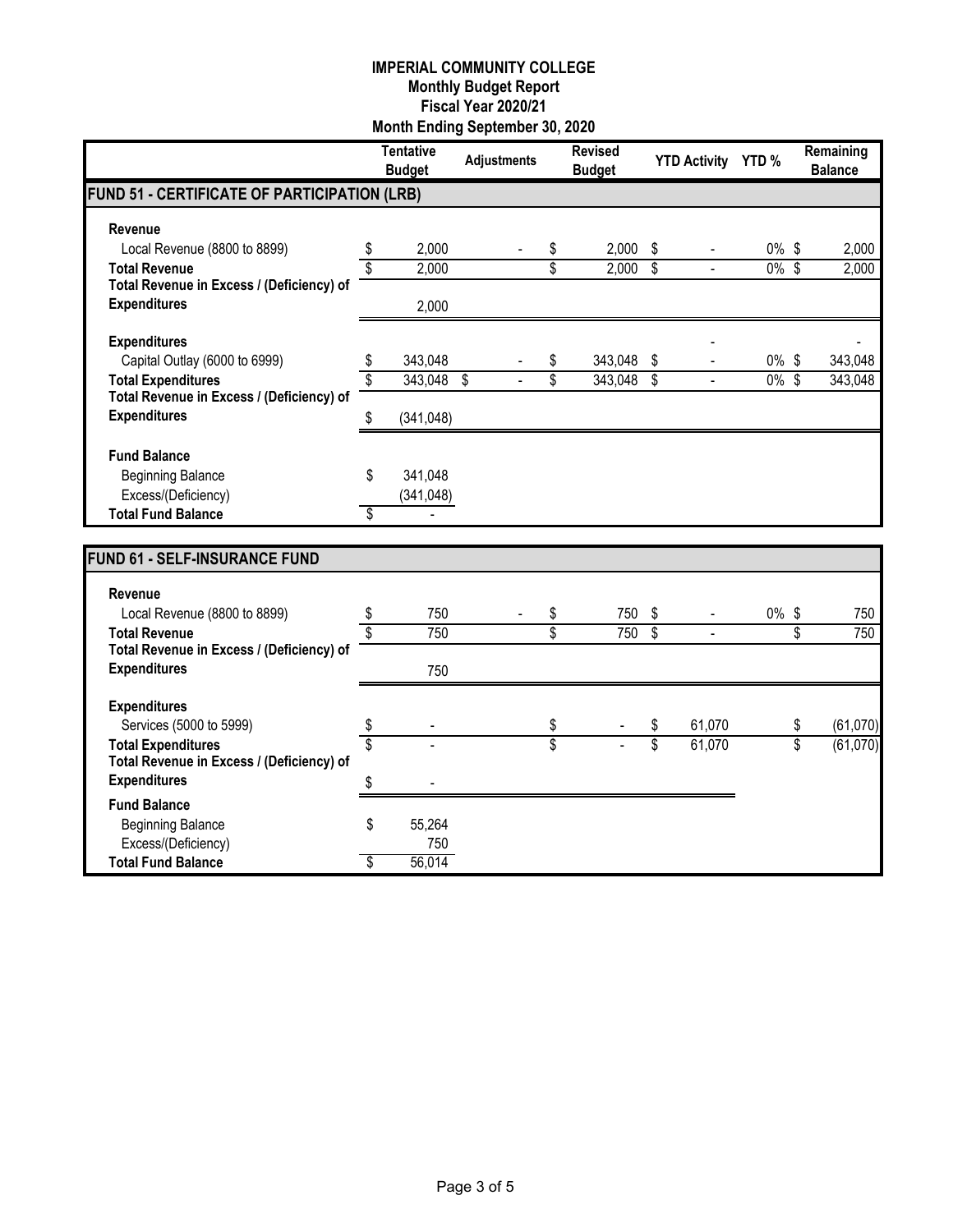# IMPERIAL COMMUNITY COLLEGE
## Monthly Budget Report
## Fiscal Year 2020/21
## Month Ending September 30, 2020

| | Tentative Budget | Adjustments | Revised Budget | YTD Activity | YTD % | Remaining Balance |
|---|---|---|---|---|---|---|
| **FUND 51 - CERTIFICATE OF PARTICIPATION (LRB)** | | | | | | |
| **Revenue** | | | | | | |
| Local Revenue (8800 to 8899) | $ 2,000 | - | $ 2,000 | $ - | 0% | $ 2,000 |
| **Total Revenue** | $ 2,000 | | $ 2,000 | $ - | 0% | $ 2,000 |
| **Total Revenue in Excess / (Deficiency) of Expenditures** | 2,000 | | | | | |
| **Expenditures** | | | | - | | - |
| Capital Outlay (6000 to 6999) | $ 343,048 | - | $ 343,048 | $ - | 0% | $ 343,048 |
| **Total Expenditures** | $ 343,048 | $ - | $ 343,048 | $ - | 0% | $ 343,048 |
| **Total Revenue in Excess / (Deficiency) of Expenditures** | $ (341,048) | | | | | |
| **Fund Balance** | | | | | | |
| Beginning Balance | $ 341,048 | | | | | |
| Excess/(Deficiency) | (341,048) | | | | | |
| **Total Fund Balance** | $ - | | | | | |

| | Tentative Budget | Adjustments | Revised Budget | YTD Activity | YTD % | Remaining Balance |
|---|---|---|---|---|---|---|
| **FUND 61 - SELF-INSURANCE FUND** | | | | | | |
| **Revenue** | | | | | | |
| Local Revenue (8800 to 8899) | $ 750 | - | $ 750 | $ - | 0% | $ 750 |
| **Total Revenue** | $ 750 | | $ 750 | $ - | | $ 750 |
| **Total Revenue in Excess / (Deficiency) of Expenditures** | 750 | | | | | |
| **Expenditures** | | | | | | |
| Services (5000 to 5999) | $ - | | $ - | $ 61,070 | | $ (61,070) |
| **Total Expenditures** | $ - | | $ - | $ 61,070 | | $ (61,070) |
| **Total Revenue in Excess / (Deficiency) of Expenditures** | $ - | | | | | |
| **Fund Balance** | | | | | | |
| Beginning Balance | $ 55,264 | | | | | |
| Excess/(Deficiency) | 750 | | | | | |
| **Total Fund Balance** | $ 56,014 | | | | | |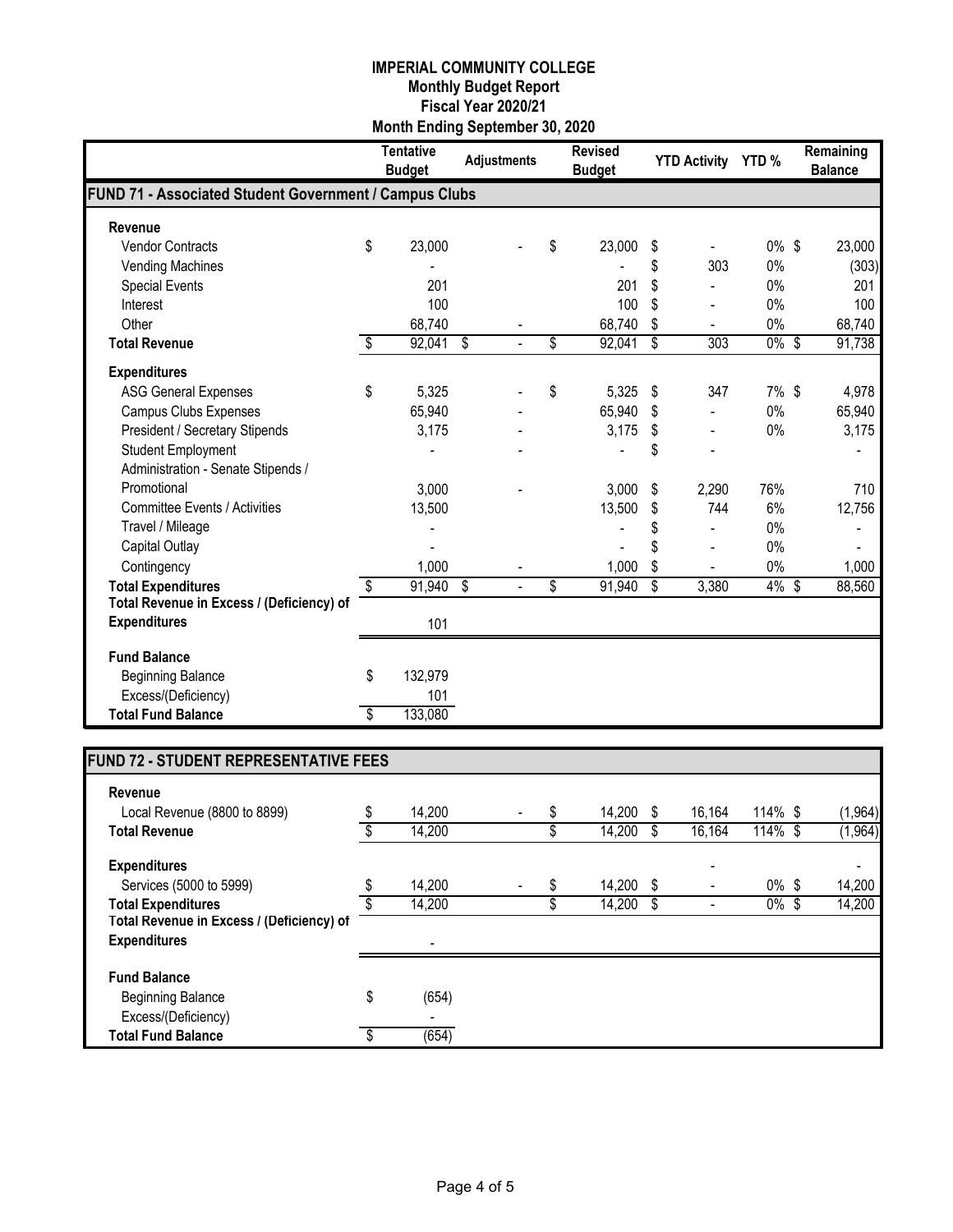**IMPERIAL COMMUNITY COLLEGE**
**Monthly Budget Report**
**Fiscal Year 2020/21**
**Month Ending September 30, 2020**

| | Tentative Budget | Adjustments | Revised Budget | YTD Activity | YTD % | Remaining Balance |
|---|---|---|---|---|---|---|
| **FUND 71 - Associated Student Government / Campus Clubs** | | | | | | |
| **Revenue** | | | | | | |
| Vendor Contracts | $ 23,000 | - | $ 23,000 | $ - | 0% | $ 23,000 |
| Vending Machines | - | | - | $ 303 | 0% | (303) |
| Special Events | 201 | | 201 | $ - | 0% | 201 |
| Interest | 100 | | 100 | $ - | 0% | 100 |
| Other | 68,740 | - | 68,740 | $ - | 0% | 68,740 |
| **Total Revenue** | $ 92,041 | $ - | $ 92,041 | $ 303 | 0% | $ 91,738 |
| **Expenditures** | | | | | | |
| ASG General Expenses | $ 5,325 | - | $ 5,325 | $ 347 | 7% | $ 4,978 |
| Campus Clubs Expenses | 65,940 | - | 65,940 | $ - | 0% | 65,940 |
| President / Secretary Stipends | 3,175 | - | 3,175 | $ - | 0% | 3,175 |
| Student Employment | - | - | - | $ - | | - |
| Administration - Senate Stipends / Promotional | 3,000 | - | 3,000 | $ 2,290 | 76% | 710 |
| Committee Events / Activities | 13,500 | | 13,500 | $ 744 | 6% | 12,756 |
| Travel / Mileage | - | | - | $ - | 0% | - |
| Capital Outlay | - | | - | $ - | 0% | - |
| Contingency | 1,000 | - | 1,000 | $ - | 0% | 1,000 |
| **Total Expenditures** | $ 91,940 | $ - | $ 91,940 | $ 3,380 | 4% | $ 88,560 |
| **Total Revenue in Excess / (Deficiency) of Expenditures** | 101 | | | | | |
| **Fund Balance** | | | | | | |
| Beginning Balance | $ 132,979 | | | | | |
| Excess/(Deficiency) | 101 | | | | | |
| **Total Fund Balance** | $ 133,080 | | | | | |

| | Tentative Budget | Adjustments | Revised Budget | YTD Activity | YTD % | Remaining Balance |
|---|---|---|---|---|---|---|
| **FUND 72 - STUDENT REPRESENTATIVE FEES** | | | | | | |
| **Revenue** | | | | | | |
| Local Revenue (8800 to 8899) | $ 14,200 | - | $ 14,200 | $ 16,164 | 114% | $ (1,964) |
| **Total Revenue** | $ 14,200 | | $ 14,200 | $ 16,164 | 114% | $ (1,964) |
| **Expenditures** | | | | - | | - |
| Services (5000 to 5999) | $ 14,200 | - | $ 14,200 | $ - | 0% | $ 14,200 |
| **Total Expenditures** | $ 14,200 | | $ 14,200 | $ - | 0% | $ 14,200 |
| **Total Revenue in Excess / (Deficiency) of Expenditures** | - | | | | | |
| **Fund Balance** | | | | | | |
| Beginning Balance | $ (654) | | | | | |
| Excess/(Deficiency) | - | | | | | |
| **Total Fund Balance** | $ (654) | | | | | |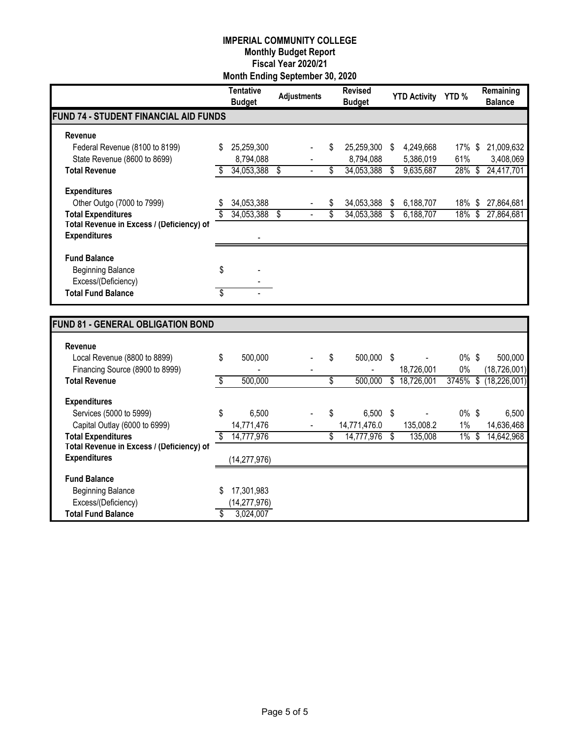**IMPERIAL COMMUNITY COLLEGE**
**Monthly Budget Report**
**Fiscal Year 2020/21**
**Month Ending September 30, 2020**

| | Tentative Budget | Adjustments | Revised Budget | YTD Activity | YTD % | Remaining Balance |
|---|---|---|---|---|---|---|
| **FUND 74 - STUDENT FINANCIAL AID FUNDS** | | | | | | |
| **Revenue** | | | | | | |
| Federal Revenue (8100 to 8199) | $ 25,259,300 | - | $ 25,259,300 | $ 4,249,668 | 17% | $ 21,009,632 |
| State Revenue (8600 to 8699) | 8,794,088 | - | 8,794,088 | 5,386,019 | 61% | 3,408,069 |
| **Total Revenue** | $ 34,053,388 | $ - | $ 34,053,388 | $ 9,635,687 | 28% | $ 24,417,701 |
| **Expenditures** | | | | | | |
| Other Outgo (7000 to 7999) | $ 34,053,388 | - | $ 34,053,388 | $ 6,188,707 | 18% | $ 27,864,681 |
| **Total Expenditures** | $ 34,053,388 | $ - | $ 34,053,388 | $ 6,188,707 | 18% | $ 27,864,681 |
| **Total Revenue in Excess / (Deficiency) of Expenditures** | - | | | | | |
| **Fund Balance** | | | | | | |
| Beginning Balance | $ - | | | | | |
| Excess/(Deficiency) | - | | | | | |
| **Total Fund Balance** | $ - | | | | | |

| | Tentative Budget | Adjustments | Revised Budget | YTD Activity | YTD % | Remaining Balance |
|---|---|---|---|---|---|---|
| **FUND 81 - GENERAL OBLIGATION BOND** | | | | | | |
| **Revenue** | | | | | | |
| Local Revenue (8800 to 8899) | $ 500,000 | - | $ 500,000 | $ - | 0% | $ 500,000 |
| Financing Source (8900 to 8999) | - | - | - | 18,726,001 | 0% | (18,726,001) |
| **Total Revenue** | $ 500,000 | | $ 500,000 | $ 18,726,001 | 3745% | $ (18,226,001) |
| **Expenditures** | | | | | | |
| Services (5000 to 5999) | $ 6,500 | - | $ 6,500 | $ - | 0% | $ 6,500 |
| Capital Outlay (6000 to 6999) | 14,771,476 | - | 14,771,476.0 | 135,008.2 | 1% | 14,636,468 |
| **Total Expenditures** | $ 14,777,976 | | $ 14,777,976 | $ 135,008 | 1% | $ 14,642,968 |
| **Total Revenue in Excess / (Deficiency) of Expenditures** | (14,277,976) | | | | | |
| **Fund Balance** | | | | | | |
| Beginning Balance | $ 17,301,983 | | | | | |
| Excess/(Deficiency) | (14,277,976) | | | | | |
| **Total Fund Balance** | $ 3,024,007 | | | | | |